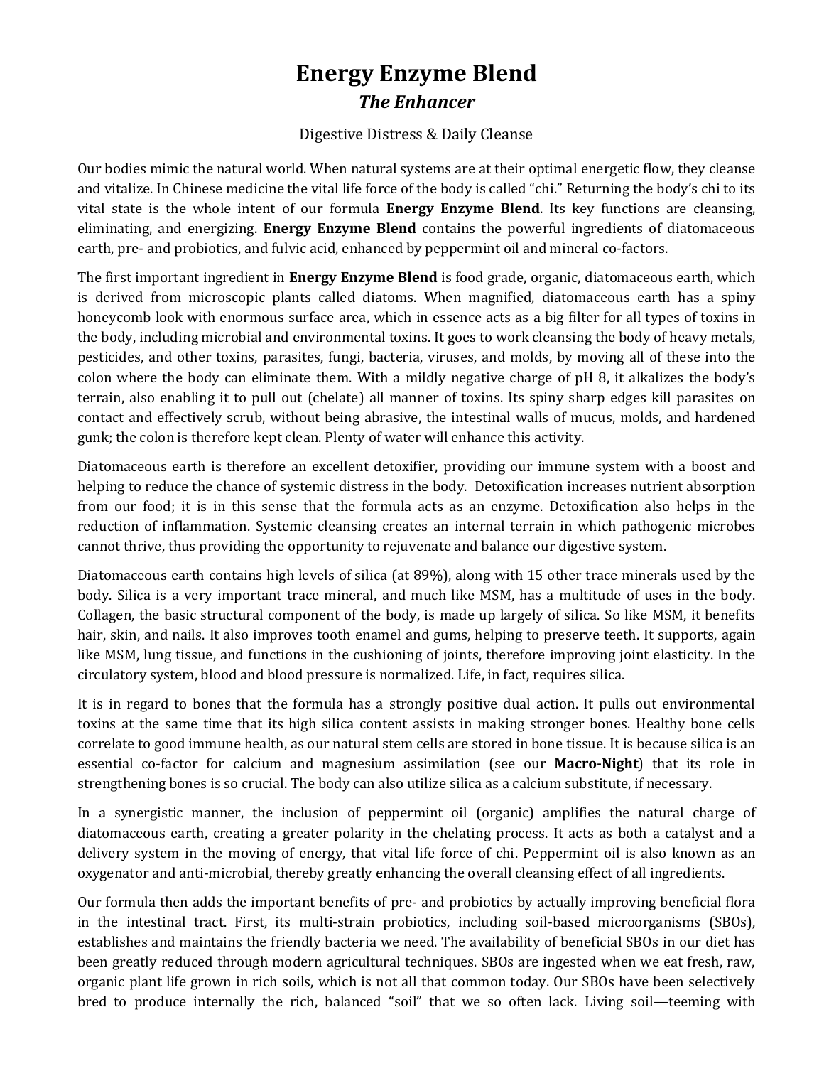# Energy Enzyme Blend

## *The Enhancer*

Digestive Distress & Daily Cleanse

Our bodies mimic the natural world. When natural systems are at their optimal energetic flow, they cleanse and vitalize. In Chinese medicine the vital life force of the body is called "chi." Returning the body's chi to its vital state is the whole intent of our formula **Energy Enzyme Blend**. Its key functions are cleansing, eliminating, and energizing. **Energy Enzyme Blend** contains the powerful ingredients of diatomaceous earth, pre- and probiotics, and fulvic acid, enhanced by peppermint oil and mineral co-factors.

The first important ingredient in **Energy Enzyme Blend** is food grade, organic, diatomaceous earth, which is derived from microscopic plants called diatoms. When magnified, diatomaceous earth has a spiny honeycomb look with enormous surface area, which in essence acts as a big filter for all types of toxins in the body, including microbial and environmental toxins. It goes to work cleansing the body of heavy metals, pesticides, and other toxins, parasites, fungi, bacteria, viruses, and molds, by moving all of these into the colon where the body can eliminate them. With a mildly negative charge of pH 8, it alkalizes the body's terrain, also enabling it to pull out (chelate) all manner of toxins. Its spiny sharp edges kill parasites on contact and effectively scrub, without being abrasive, the intestinal walls of mucus, molds, and hardened gunk; the colon is therefore kept clean. Plenty of water will enhance this activity.

Diatomaceous earth is therefore an excellent detoxifier, providing our immune system with a boost and helping to reduce the chance of systemic distress in the body. Detoxification increases nutrient absorption from our food; it is in this sense that the formula acts as an enzyme. Detoxification also helps in the reduction of inflammation. Systemic cleansing creates an internal terrain in which pathogenic microbes cannot thrive, thus providing the opportunity to rejuvenate and balance our digestive system.

Diatomaceous earth contains high levels of silica (at 89%), along with 15 other trace minerals used by the body. Silica is a very important trace mineral, and much like MSM, has a multitude of uses in the body. Collagen, the basic structural component of the body, is made up largely of silica. So like MSM, it benefits hair, skin, and nails. It also improves tooth enamel and gums, helping to preserve teeth. It supports, again like MSM, lung tissue, and functions in the cushioning of joints, therefore improving joint elasticity. In the circulatory system, blood and blood pressure is normalized. Life, in fact, requires silica.

It is in regard to bones that the formula has a strongly positive dual action. It pulls out environmental toxins at the same time that its high silica content assists in making stronger bones. Healthy bone cells correlate to good immune health, as our natural stem cells are stored in bone tissue. It is because silica is an essential co-factor for calcium and magnesium assimilation (see our **Macro-Night**) that its role in strengthening bones is so crucial. The body can also utilize silica as a calcium substitute, if necessary.

In a synergistic manner, the inclusion of peppermint oil (organic) amplifies the natural charge of diatomaceous earth, creating a greater polarity in the chelating process. It acts as both a catalyst and a delivery system in the moving of energy, that vital life force of chi. Peppermint oil is also known as an oxygenator and anti-microbial, thereby greatly enhancing the overall cleansing effect of all ingredients.

Our formula then adds the important benefits of pre- and probiotics by actually improving beneficial flora in the intestinal tract. First, its multi-strain probiotics, including soil-based microorganisms (SBOs), establishes and maintains the friendly bacteria we need. The availability of beneficial SBOs in our diet has been greatly reduced through modern agricultural techniques. SBOs are ingested when we eat fresh, raw, organic plant life grown in rich soils, which is not all that common today. Our SBOs have been selectively bred to produce internally the rich, balanced "soil" that we so often lack. Living soil—teeming with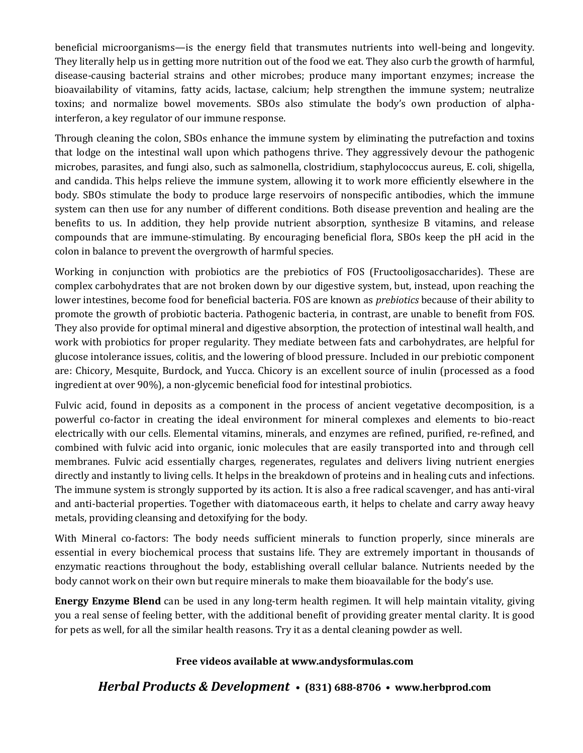beneficial microorganisms—is the energy field that transmutes nutrients into well-being and longevity. They literally help us in getting more nutrition out of the food we eat. They also curb the growth of harmful, disease-causing bacterial strains and other microbes; produce many important enzymes; increase the bioavailability of vitamins, fatty acids, lactase, calcium; help strengthen the immune system; neutralize toxins; and normalize bowel movements. SBOs also stimulate the body's own production of alpha-interferon, a key regulator of our immune response.

Through cleaning the colon, SBOs enhance the immune system by eliminating the putrefaction and toxins that lodge on the intestinal wall upon which pathogens thrive. They aggressively devour the pathogenic microbes, parasites, and fungi also, such as salmonella, clostridium, staphylococcus aureus, E. coli, shigella, and candida. This helps relieve the immune system, allowing it to work more efficiently elsewhere in the body. SBOs stimulate the body to produce large reservoirs of nonspecific antibodies, which the immune system can then use for any number of different conditions. Both disease prevention and healing are the benefits to us. In addition, they help provide nutrient absorption, synthesize B vitamins, and release compounds that are immune-stimulating. By encouraging beneficial flora, SBOs keep the pH acid in the colon in balance to prevent the overgrowth of harmful species.

Working in conjunction with probiotics are the prebiotics of FOS (Fructooligosaccharides). These are complex carbohydrates that are not broken down by our digestive system, but, instead, upon reaching the lower intestines, become food for beneficial bacteria. FOS are known as *prebiotics* because of their ability to promote the growth of probiotic bacteria. Pathogenic bacteria, in contrast, are unable to benefit from FOS. They also provide for optimal mineral and digestive absorption, the protection of intestinal wall health, and work with probiotics for proper regularity. They mediate between fats and carbohydrates, are helpful for glucose intolerance issues, colitis, and the lowering of blood pressure. Included in our prebiotic component are: Chicory, Mesquite, Burdock, and Yucca. Chicory is an excellent source of inulin (processed as a food ingredient at over 90%), a non-glycemic beneficial food for intestinal probiotics.

Fulvic acid, found in deposits as a component in the process of ancient vegetative decomposition, is a powerful co-factor in creating the ideal environment for mineral complexes and elements to bio-react electrically with our cells. Elemental vitamins, minerals, and enzymes are refined, purified, re-refined, and combined with fulvic acid into organic, ionic molecules that are easily transported into and through cell membranes. Fulvic acid essentially charges, regenerates, regulates and delivers living nutrient energies directly and instantly to living cells. It helps in the breakdown of proteins and in healing cuts and infections. The immune system is strongly supported by its action. It is also a free radical scavenger, and has anti-viral and anti-bacterial properties. Together with diatomaceous earth, it helps to chelate and carry away heavy metals, providing cleansing and detoxifying for the body.

With Mineral co-factors: The body needs sufficient minerals to function properly, since minerals are essential in every biochemical process that sustains life. They are extremely important in thousands of enzymatic reactions throughout the body, establishing overall cellular balance. Nutrients needed by the body cannot work on their own but require minerals to make them bioavailable for the body's use.

**Energy Enzyme Blend** can be used in any long-term health regimen. It will help maintain vitality, giving you a real sense of feeling better, with the additional benefit of providing greater mental clarity. It is good for pets as well, for all the similar health reasons. Try it as a dental cleaning powder as well.

**Free videos available at www.andysformulas.com**

***Herbal Products & Development*** **• (831) 688-8706 • www.herbprod.com**